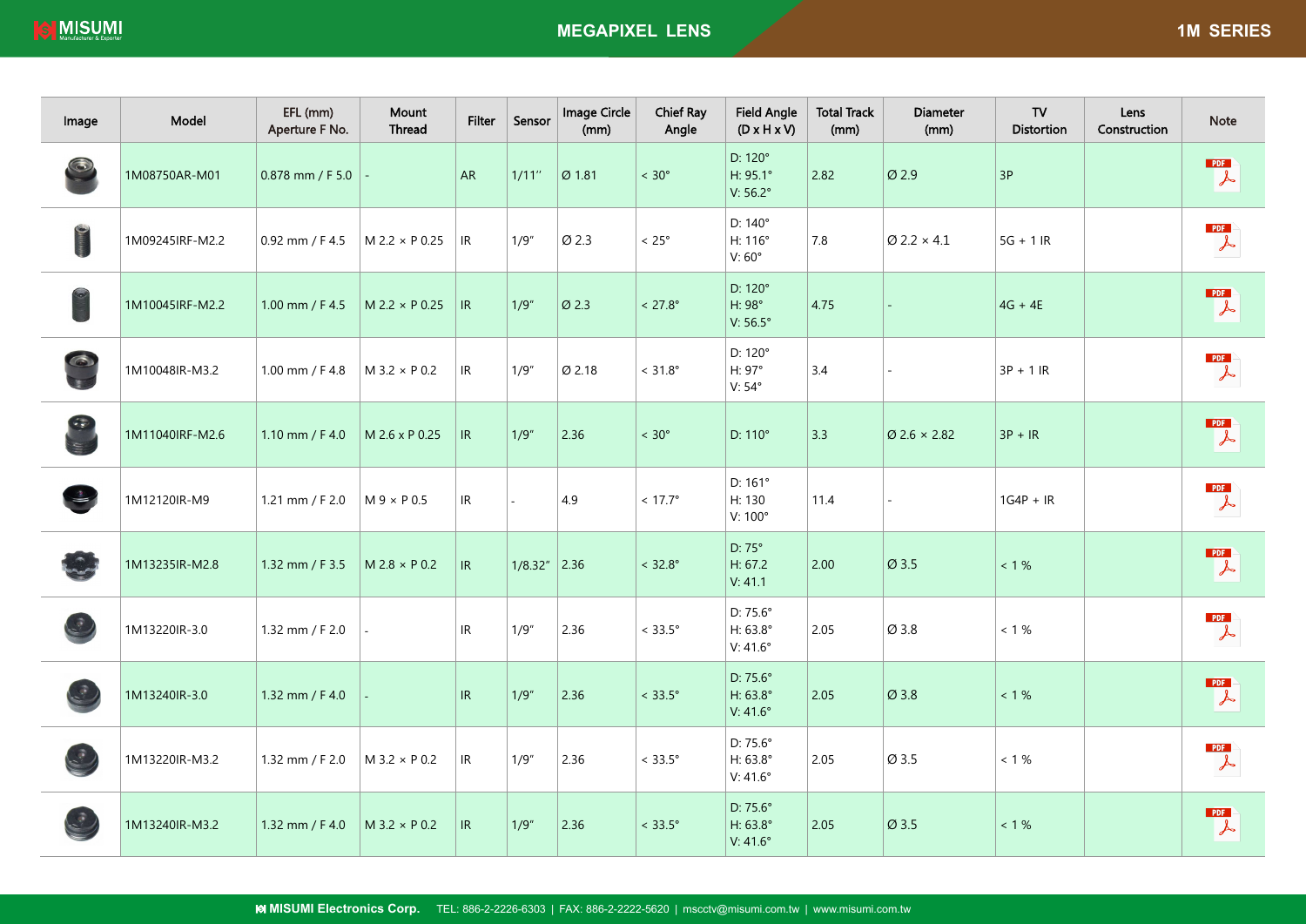# MEGAPIXEL LENS

## 1M SERIES

| Image | Model | EFL (mm) Aperture F No. | Mount Thread | Filter | Sensor | Image Circle (mm) | Chief Ray Angle | Field Angle (D x H x V) | Total Track (mm) | Diameter (mm) | TV Distortion | Lens Construction | Note |
|---|---|---|---|---|---|---|---|---|---|---|---|---|---|
| | 1M08750AR-M01 | 0.878 mm / F 5.0 | - | AR | 1/11" | Ø 1.81 | < 30° | D: 120° H: 95.1° V: 56.2° | 2.82 | Ø 2.9 | 3P | | PDF |
| | 1M09245IRF-M2.2 | 0.92 mm / F 4.5 | M 2.2 × P 0.25 | IR | 1/9" | Ø 2.3 | < 25° | D: 140° H: 116° V: 60° | 7.8 | Ø 2.2 × 4.1 | 5G + 1 IR | | PDF |
| | 1M10045IRF-M2.2 | 1.00 mm / F 4.5 | M 2.2 × P 0.25 | IR | 1/9" | Ø 2.3 | < 27.8° | D: 120° H: 98° V: 56.5° | 4.75 | - | 4G + 4E | | PDF |
| | 1M10048IR-M3.2 | 1.00 mm / F 4.8 | M 3.2 × P 0.2 | IR | 1/9" | Ø 2.18 | < 31.8° | D: 120° H: 97° V: 54° | 3.4 | - | 3P + 1 IR | | PDF |
| | 1M11040IRF-M2.6 | 1.10 mm / F 4.0 | M 2.6 x P 0.25 | IR | 1/9" | 2.36 | < 30° | D: 110° | 3.3 | Ø 2.6 × 2.82 | 3P + IR | | PDF |
| | 1M12120IR-M9 | 1.21 mm / F 2.0 | M 9 × P 0.5 | IR | - | 4.9 | < 17.7° | D: 161° H: 130 V: 100° | 11.4 | - | 1G4P + IR | | PDF |
| | 1M13235IR-M2.8 | 1.32 mm / F 3.5 | M 2.8 × P 0.2 | IR | 1/8.32" | 2.36 | < 32.8° | D: 75° H: 67.2 V: 41.1 | 2.00 | Ø 3.5 | < 1 % | | PDF |
| | 1M13220IR-3.0 | 1.32 mm / F 2.0 | - | IR | 1/9" | 2.36 | < 33.5° | D: 75.6° H: 63.8° V: 41.6° | 2.05 | Ø 3.8 | < 1 % | | PDF |
| | 1M13240IR-3.0 | 1.32 mm / F 4.0 | - | IR | 1/9" | 2.36 | < 33.5° | D: 75.6° H: 63.8° V: 41.6° | 2.05 | Ø 3.8 | < 1 % | | PDF |
| | 1M13220IR-M3.2 | 1.32 mm / F 2.0 | M 3.2 × P 0.2 | IR | 1/9" | 2.36 | < 33.5° | D: 75.6° H: 63.8° V: 41.6° | 2.05 | Ø 3.5 | < 1 % | | PDF |
| | 1M13240IR-M3.2 | 1.32 mm / F 4.0 | M 3.2 × P 0.2 | IR | 1/9" | 2.36 | < 33.5° | D: 75.6° H: 63.8° V: 41.6° | 2.05 | Ø 3.5 | < 1 % | | PDF |

MISUMI Electronics Corp. TEL: 886-2-2226-6303 | FAX: 886-2-2222-5620 | msctv@misumi.com.tw | www.misumi.com.tw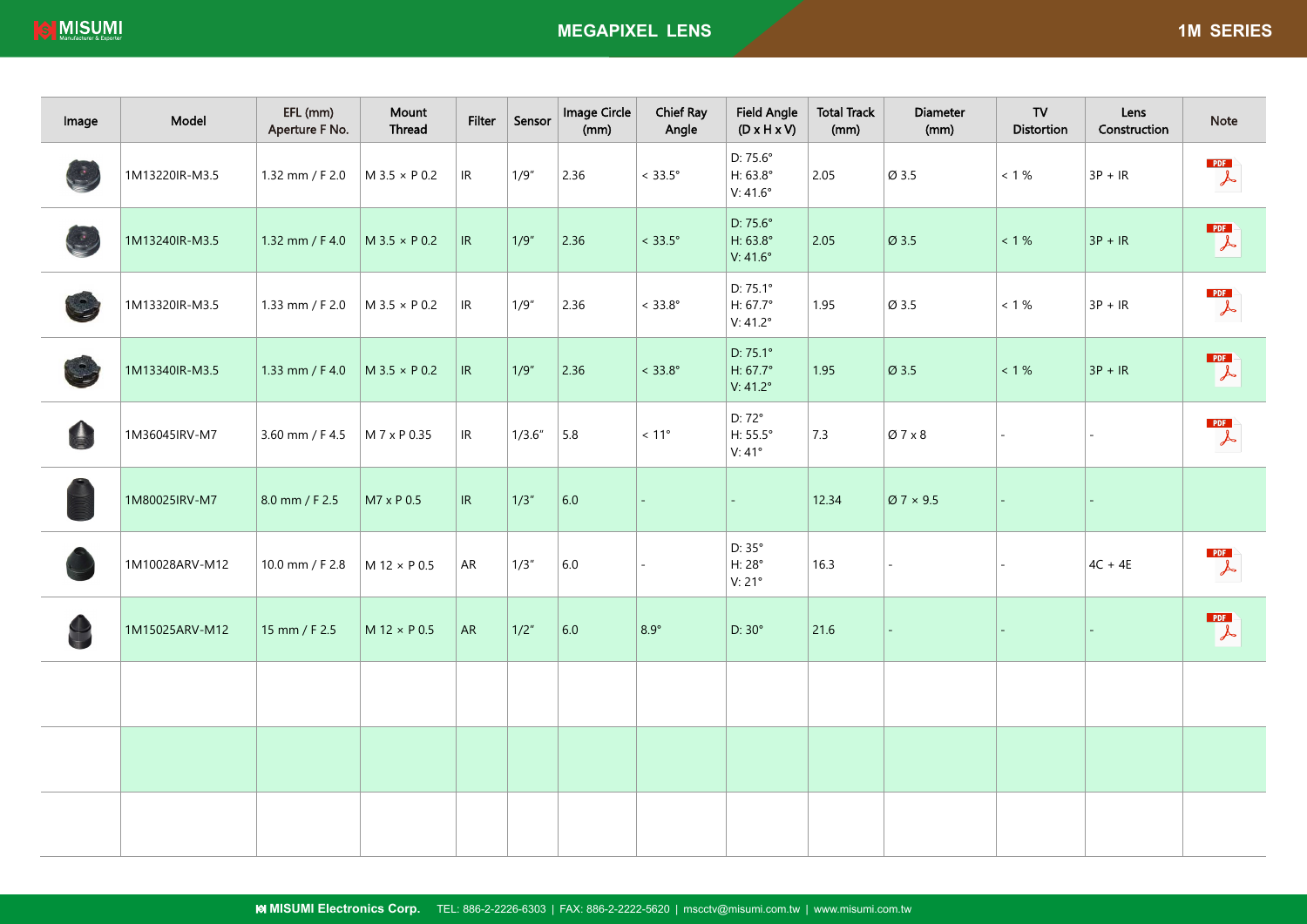# MEGAPIXEL LENS

## 1M SERIES

| Image | Model | EFL (mm) Aperture F No. | Mount Thread | Filter | Sensor | Image Circle (mm) | Chief Ray Angle | Field Angle (D x H x V) | Total Track (mm) | Diameter (mm) | TV Distortion | Lens Construction | Note |
|---|---|---|---|---|---|---|---|---|---|---|---|---|---|
| | 1M13220IR-M3.5 | 1.32 mm / F 2.0 | M 3.5 × P 0.2 | IR | 1/9" | 2.36 | < 33.5° | D: 75.6° H: 63.8° V: 41.6° | 2.05 | Ø 3.5 | < 1 % | 3P + IR | PDF |
| | 1M13240IR-M3.5 | 1.32 mm / F 4.0 | M 3.5 × P 0.2 | IR | 1/9" | 2.36 | < 33.5° | D: 75.6° H: 63.8° V: 41.6° | 2.05 | Ø 3.5 | < 1 % | 3P + IR | PDF |
| | 1M13320IR-M3.5 | 1.33 mm / F 2.0 | M 3.5 × P 0.2 | IR | 1/9" | 2.36 | < 33.8° | D: 75.1° H: 67.7° V: 41.2° | 1.95 | Ø 3.5 | < 1 % | 3P + IR | PDF |
| | 1M13340IR-M3.5 | 1.33 mm / F 4.0 | M 3.5 × P 0.2 | IR | 1/9" | 2.36 | < 33.8° | D: 75.1° H: 67.7° V: 41.2° | 1.95 | Ø 3.5 | < 1 % | 3P + IR | PDF |
| | 1M36045IRV-M7 | 3.60 mm / F 4.5 | M 7 x P 0.35 | IR | 1/3.6" | 5.8 | < 11° | D: 72° H: 55.5° V: 41° | 7.3 | Ø 7 x 8 | - | - | PDF |
| | 1M80025IRV-M7 | 8.0 mm / F 2.5 | M7 x P 0.5 | IR | 1/3" | 6.0 | - | - | 12.34 | Ø 7 × 9.5 | - | - | |
| | 1M10028ARV-M12 | 10.0 mm / F 2.8 | M 12 × P 0.5 | AR | 1/3" | 6.0 | - | D: 35° H: 28° V: 21° | 16.3 | - | - | 4C + 4E | PDF |
| | 1M15025ARV-M12 | 15 mm / F 2.5 | M 12 × P 0.5 | AR | 1/2" | 6.0 | 8.9° | D: 30° | 21.6 | - | - | - | PDF |
| | | | | | | | | | | | | | |
| | | | | | | | | | | | | | |
| | | | | | | | | | | | | | |

MISUMI Electronics Corp. TEL: 886-2-2226-6303 | FAX: 886-2-2222-5620 | mscctv@misumi.com.tw | www.misumi.com.tw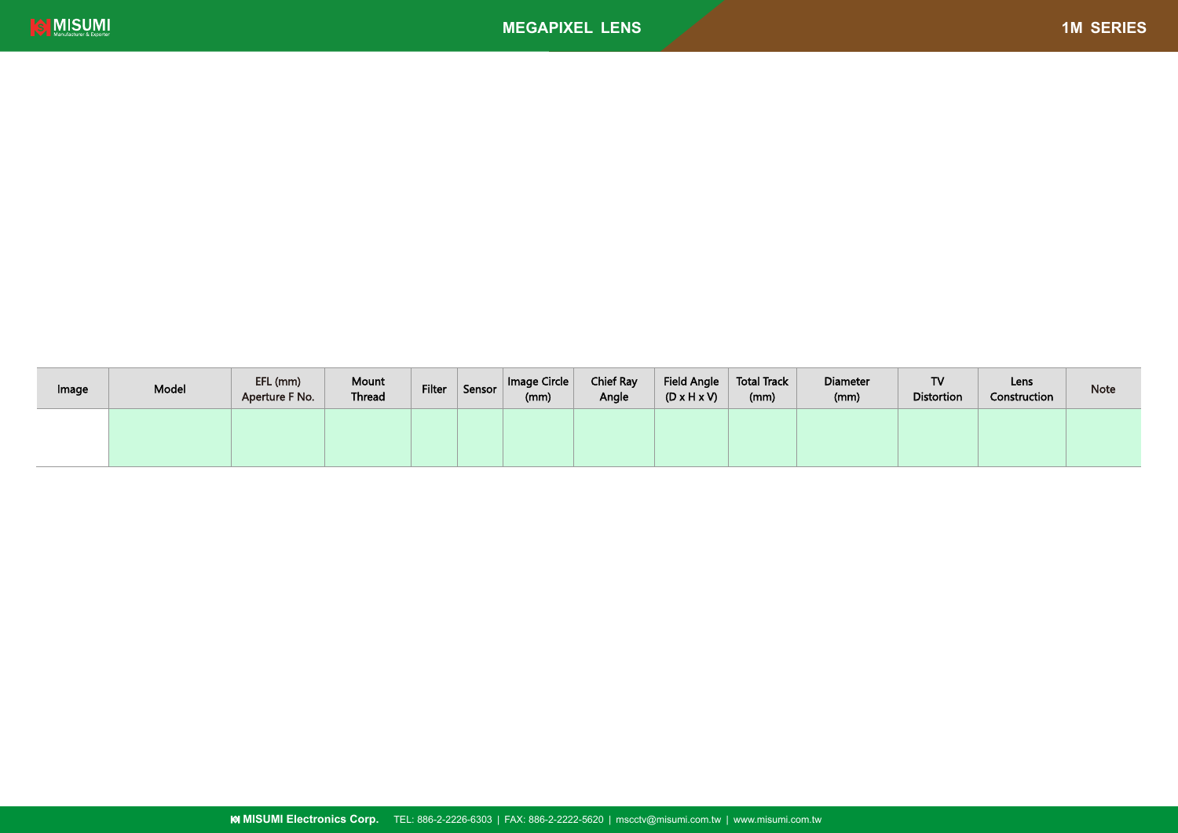| Image | Model | EFL (mm) Aperture F No. | Mount Thread | Filter | Sensor | Image Circle (mm) | Chief Ray Angle | Field Angle (D x H x V) | Total Track (mm) | Diameter (mm) | TV Distortion | Lens Construction | Note |
|---|---|---|---|---|---|---|---|---|---|---|---|---|---|
| | | | | | | | | | | | | | |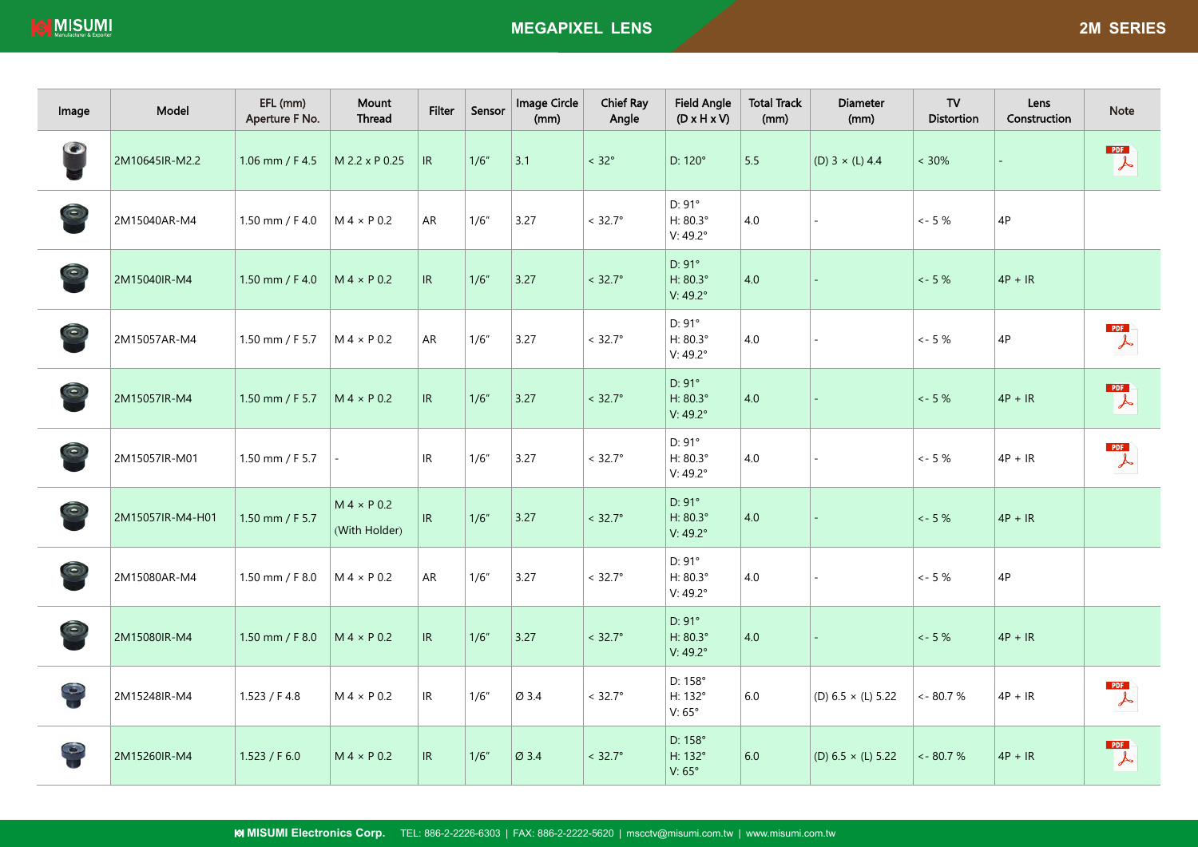# MEGAPIXEL LENS

## 2M SERIES

| Image | Model | EFL (mm) Aperture F No. | Mount Thread | Filter | Sensor | Image Circle (mm) | Chief Ray Angle | Field Angle (D x H x V) | Total Track (mm) | Diameter (mm) | TV Distortion | Lens Construction | Note |
|---|---|---|---|---|---|---|---|---|---|---|---|---|---|
| | 2M10645IR-M2.2 | 1.06 mm / F 4.5 | M 2.2 x P 0.25 | IR | 1/6" | 3.1 | < 32° | D: 120° | 5.5 | (D) 3 × (L) 4.4 | < 30% | - | PDF |
| | 2M15040AR-M4 | 1.50 mm / F 4.0 | M 4 × P 0.2 | AR | 1/6" | 3.27 | < 32.7° | D: 91° H: 80.3° V: 49.2° | 4.0 | - | <- 5 % | 4P | |
| | 2M15040IR-M4 | 1.50 mm / F 4.0 | M 4 × P 0.2 | IR | 1/6" | 3.27 | < 32.7° | D: 91° H: 80.3° V: 49.2° | 4.0 | - | <- 5 % | 4P + IR | |
| | 2M15057AR-M4 | 1.50 mm / F 5.7 | M 4 × P 0.2 | AR | 1/6" | 3.27 | < 32.7° | D: 91° H: 80.3° V: 49.2° | 4.0 | - | <- 5 % | 4P | PDF |
| | 2M15057IR-M4 | 1.50 mm / F 5.7 | M 4 × P 0.2 | IR | 1/6" | 3.27 | < 32.7° | D: 91° H: 80.3° V: 49.2° | 4.0 | - | <- 5 % | 4P + IR | PDF |
| | 2M15057IR-M01 | 1.50 mm / F 5.7 | - | IR | 1/6" | 3.27 | < 32.7° | D: 91° H: 80.3° V: 49.2° | 4.0 | - | <- 5 % | 4P + IR | PDF |
| | 2M15057IR-M4-H01 | 1.50 mm / F 5.7 | M 4 × P 0.2 (With Holder) | IR | 1/6" | 3.27 | < 32.7° | D: 91° H: 80.3° V: 49.2° | 4.0 | - | <- 5 % | 4P + IR | |
| | 2M15080AR-M4 | 1.50 mm / F 8.0 | M 4 × P 0.2 | AR | 1/6" | 3.27 | < 32.7° | D: 91° H: 80.3° V: 49.2° | 4.0 | - | <- 5 % | 4P | |
| | 2M15080IR-M4 | 1.50 mm / F 8.0 | M 4 × P 0.2 | IR | 1/6" | 3.27 | < 32.7° | D: 91° H: 80.3° V: 49.2° | 4.0 | - | <- 5 % | 4P + IR | |
| | 2M15248IR-M4 | 1.523 / F 4.8 | M 4 × P 0.2 | IR | 1/6" | Ø 3.4 | < 32.7° | D: 158° H: 132° V: 65° | 6.0 | (D) 6.5 × (L) 5.22 | <- 80.7 % | 4P + IR | PDF |
| | 2M15260IR-M4 | 1.523 / F 6.0 | M 4 × P 0.2 | IR | 1/6" | Ø 3.4 | < 32.7° | D: 158° H: 132° V: 65° | 6.0 | (D) 6.5 × (L) 5.22 | <- 80.7 % | 4P + IR | PDF |

MISUMI Electronics Corp. TEL: 886-2-2226-6303 | FAX: 886-2-2222-5620 | msctv@misumi.com.tw | www.misumi.com.tw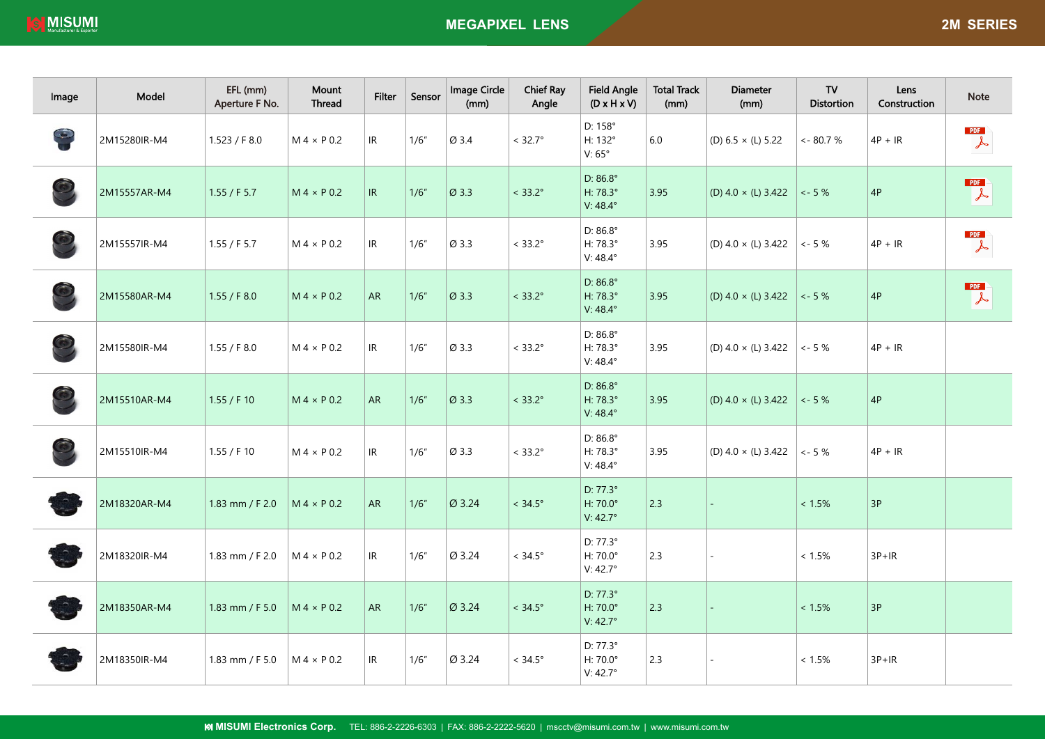# MEGAPIXEL LENS

## 2M SERIES

| Image | Model | EFL (mm) Aperture F No. | Mount Thread | Filter | Sensor | Image Circle (mm) | Chief Ray Angle | Field Angle (D x H x V) | Total Track (mm) | Diameter (mm) | TV Distortion | Lens Construction | Note |
|---|---|---|---|---|---|---|---|---|---|---|---|---|---|
| | 2M15280IR-M4 | 1.523 / F 8.0 | M 4 × P 0.2 | IR | 1/6" | Ø 3.4 | < 32.7° | D: 158° H: 132° V: 65° | 6.0 | (D) 6.5 × (L) 5.22 | <- 80.7 % | 4P + IR | PDF |
| | 2M15557AR-M4 | 1.55 / F 5.7 | M 4 × P 0.2 | IR | 1/6" | Ø 3.3 | < 33.2° | D: 86.8° H: 78.3° V: 48.4° | 3.95 | (D) 4.0 × (L) 3.422 | <- 5 % | 4P | PDF |
| | 2M15557IR-M4 | 1.55 / F 5.7 | M 4 × P 0.2 | IR | 1/6" | Ø 3.3 | < 33.2° | D: 86.8° H: 78.3° V: 48.4° | 3.95 | (D) 4.0 × (L) 3.422 | <- 5 % | 4P + IR | PDF |
| | 2M15580AR-M4 | 1.55 / F 8.0 | M 4 × P 0.2 | AR | 1/6" | Ø 3.3 | < 33.2° | D: 86.8° H: 78.3° V: 48.4° | 3.95 | (D) 4.0 × (L) 3.422 | <- 5 % | 4P | PDF |
| | 2M15580IR-M4 | 1.55 / F 8.0 | M 4 × P 0.2 | IR | 1/6" | Ø 3.3 | < 33.2° | D: 86.8° H: 78.3° V: 48.4° | 3.95 | (D) 4.0 × (L) 3.422 | <- 5 % | 4P + IR | |
| | 2M15510AR-M4 | 1.55 / F 10 | M 4 × P 0.2 | AR | 1/6" | Ø 3.3 | < 33.2° | D: 86.8° H: 78.3° V: 48.4° | 3.95 | (D) 4.0 × (L) 3.422 | <- 5 % | 4P | |
| | 2M15510IR-M4 | 1.55 / F 10 | M 4 × P 0.2 | IR | 1/6" | Ø 3.3 | < 33.2° | D: 86.8° H: 78.3° V: 48.4° | 3.95 | (D) 4.0 × (L) 3.422 | <- 5 % | 4P + IR | |
| | 2M18320AR-M4 | 1.83 mm / F 2.0 | M 4 × P 0.2 | AR | 1/6" | Ø 3.24 | < 34.5° | D: 77.3° H: 70.0° V: 42.7° | 2.3 | - | < 1.5% | 3P | |
| | 2M18320IR-M4 | 1.83 mm / F 2.0 | M 4 × P 0.2 | IR | 1/6" | Ø 3.24 | < 34.5° | D: 77.3° H: 70.0° V: 42.7° | 2.3 | - | < 1.5% | 3P+IR | |
| | 2M18350AR-M4 | 1.83 mm / F 5.0 | M 4 × P 0.2 | AR | 1/6" | Ø 3.24 | < 34.5° | D: 77.3° H: 70.0° V: 42.7° | 2.3 | - | < 1.5% | 3P | |
| | 2M18350IR-M4 | 1.83 mm / F 5.0 | M 4 × P 0.2 | IR | 1/6" | Ø 3.24 | < 34.5° | D: 77.3° H: 70.0° V: 42.7° | 2.3 | - | < 1.5% | 3P+IR | |

MISUMI Electronics Corp. TEL: 886-2-2226-6303 | FAX: 886-2-2222-5620 | msctv@misumi.com.tw | www.misumi.com.tw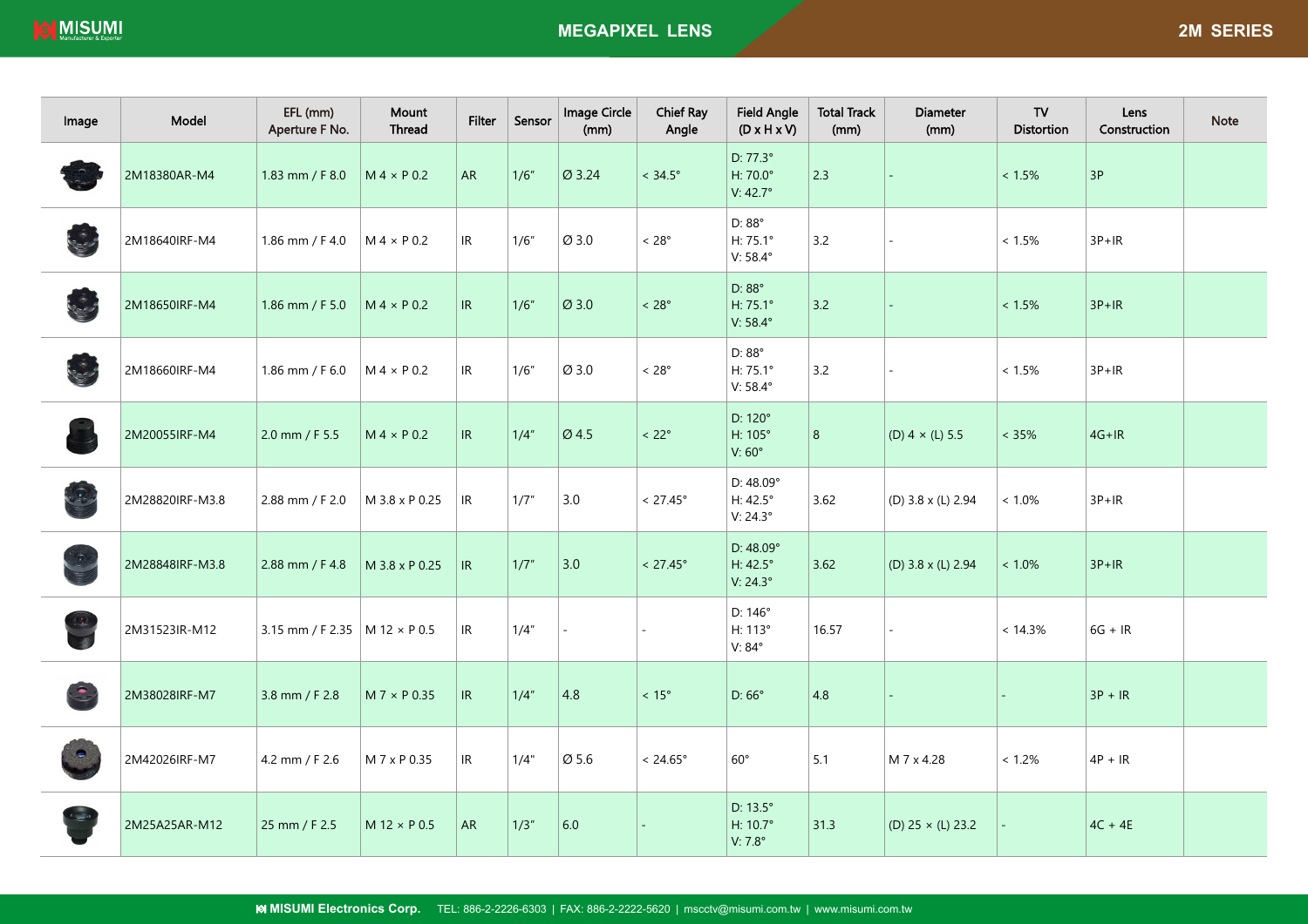# MEGAPIXEL LENS

## 2M SERIES

| Image | Model | EFL (mm) Aperture F No. | Mount Thread | Filter | Sensor | Image Circle (mm) | Chief Ray Angle | Field Angle (D x H x V) | Total Track (mm) | Diameter (mm) | TV Distortion | Lens Construction | Note |
|---|---|---|---|---|---|---|---|---|---|---|---|---|---|
| | 2M18380AR-M4 | 1.83 mm / F 8.0 | M 4 × P 0.2 | AR | 1/6" | Ø 3.24 | < 34.5° | D: 77.3° H: 70.0° V: 42.7° | 2.3 | - | < 1.5% | 3P | |
| | 2M18640IRF-M4 | 1.86 mm / F 4.0 | M 4 × P 0.2 | IR | 1/6" | Ø 3.0 | < 28° | D: 88° H: 75.1° V: 58.4° | 3.2 | - | < 1.5% | 3P+IR | |
| | 2M18650IRF-M4 | 1.86 mm / F 5.0 | M 4 × P 0.2 | IR | 1/6" | Ø 3.0 | < 28° | D: 88° H: 75.1° V: 58.4° | 3.2 | - | < 1.5% | 3P+IR | |
| | 2M18660IRF-M4 | 1.86 mm / F 6.0 | M 4 × P 0.2 | IR | 1/6" | Ø 3.0 | < 28° | D: 88° H: 75.1° V: 58.4° | 3.2 | - | < 1.5% | 3P+IR | |
| | 2M20055IRF-M4 | 2.0 mm / F 5.5 | M 4 × P 0.2 | IR | 1/4" | Ø 4.5 | < 22° | D: 120° H: 105° V: 60° | 8 | (D) 4 × (L) 5.5 | < 35% | 4G+IR | |
| | 2M28820IRF-M3.8 | 2.88 mm / F 2.0 | M 3.8 x P 0.25 | IR | 1/7" | 3.0 | < 27.45° | D: 48.09° H: 42.5° V: 24.3° | 3.62 | (D) 3.8 x (L) 2.94 | < 1.0% | 3P+IR | |
| | 2M28848IRF-M3.8 | 2.88 mm / F 4.8 | M 3.8 x P 0.25 | IR | 1/7" | 3.0 | < 27.45° | D: 48.09° H: 42.5° V: 24.3° | 3.62 | (D) 3.8 x (L) 2.94 | < 1.0% | 3P+IR | |
| | 2M31523IR-M12 | 3.15 mm / F 2.35 | M 12 × P 0.5 | IR | 1/4" | - | - | D: 146° H: 113° V: 84° | 16.57 | - | < 14.3% | 6G + IR | |
| | 2M38028IRF-M7 | 3.8 mm / F 2.8 | M 7 × P 0.35 | IR | 1/4" | 4.8 | < 15° | D: 66° | 4.8 | - | - | 3P + IR | |
| | 2M42026IRF-M7 | 4.2 mm / F 2.6 | M 7 x P 0.35 | IR | 1/4" | Ø 5.6 | < 24.65° | 60° | 5.1 | M 7 x 4.28 | < 1.2% | 4P + IR | |
| | 2M25A25AR-M12 | 25 mm / F 2.5 | M 12 × P 0.5 | AR | 1/3" | 6.0 | - | D: 13.5° H: 10.7° V: 7.8° | 31.3 | (D) 25 × (L) 23.2 | - | 4C + 4E | |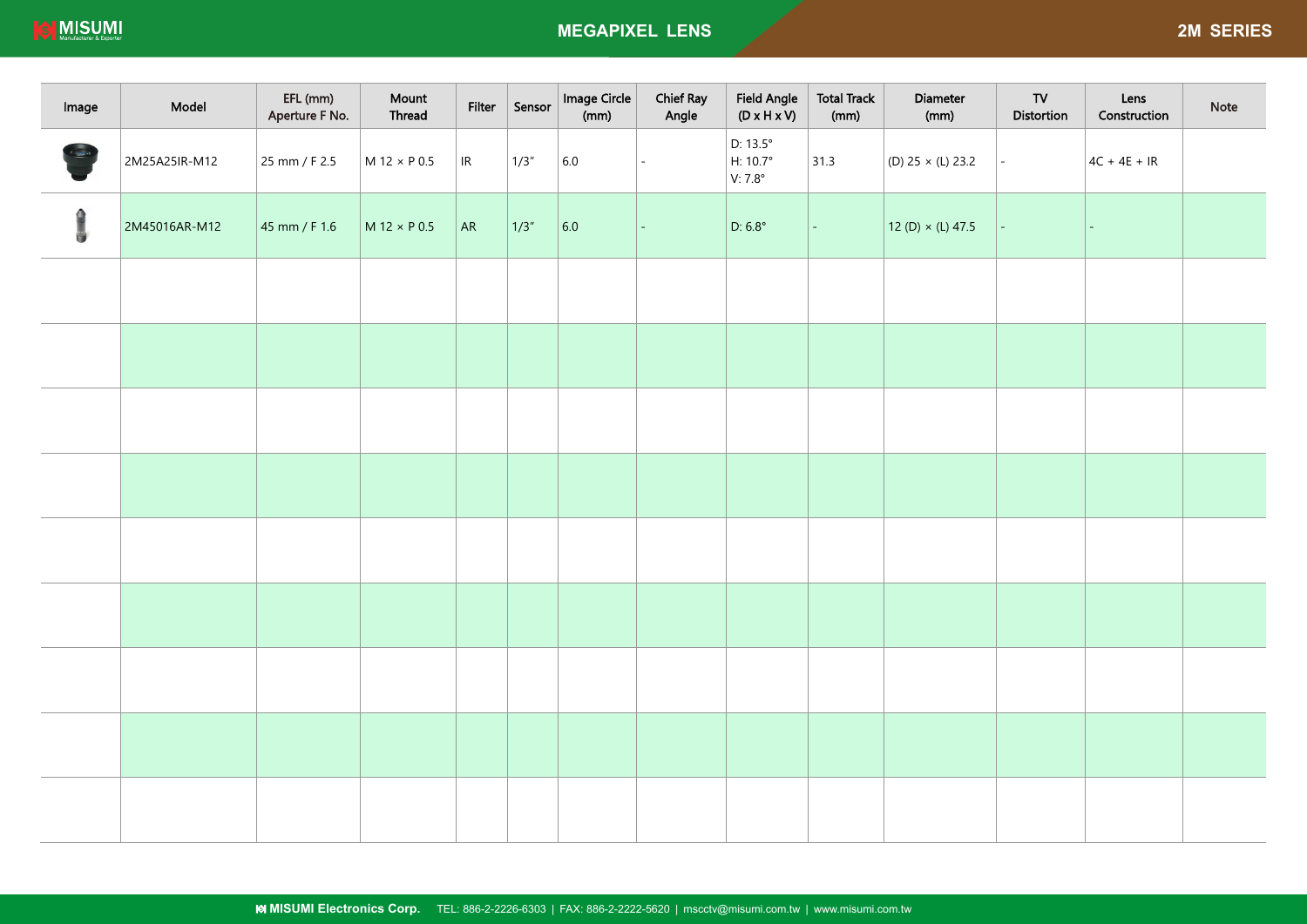# MEGAPIXEL LENS

## 2M SERIES

| Image | Model | EFL (mm) Aperture F No. | Mount Thread | Filter | Sensor | Image Circle (mm) | Chief Ray Angle | Field Angle (D x H x V) | Total Track (mm) | Diameter (mm) | TV Distortion | Lens Construction | Note |
|---|---|---|---|---|---|---|---|---|---|---|---|---|---|
| | 2M25A25IR-M12 | 25 mm / F 2.5 | M 12 × P 0.5 | IR | 1/3" | 6.0 | - | D: 13.5° H: 10.7° V: 7.8° | 31.3 | (D) 25 × (L) 23.2 | - | 4C + 4E + IR | |
| | 2M45016AR-M12 | 45 mm / F 1.6 | M 12 × P 0.5 | AR | 1/3" | 6.0 | - | D: 6.8° | - | 12 (D) × (L) 47.5 | - | - | |
| | | | | | | | | | | | | | |
| | | | | | | | | | | | | | |
| | | | | | | | | | | | | | |
| | | | | | | | | | | | | | |
| | | | | | | | | | | | | | |
| | | | | | | | | | | | | | |
| | | | | | | | | | | | | | |
| | | | | | | | | | | | | | |
| | | | | | | | | | | | | | |

MISUMI Electronics Corp. TEL: 886-2-2226-6303 | FAX: 886-2-2222-5620 | mscctv@misumi.com.tw | www.misumi.com.tw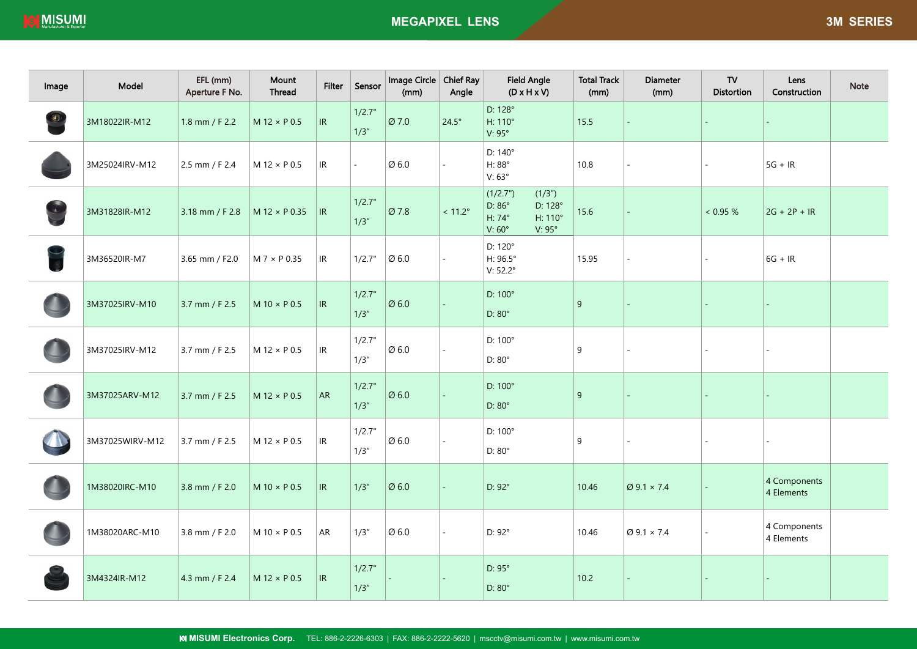# MEGAPIXEL LENS

## 3M SERIES

| Image | Model | EFL (mm) Aperture F No. | Mount Thread | Filter | Sensor | Image Circle (mm) | Chief Ray Angle | Field Angle (D x H x V) | Total Track (mm) | Diameter (mm) | TV Distortion | Lens Construction | Note |
|---|---|---|---|---|---|---|---|---|---|---|---|---|---|
| | 3M18022IR-M12 | 1.8 mm / F 2.2 | M 12 × P 0.5 | IR | 1/2.7" 1/3" | Ø 7.0 | 24.5° | D: 128° H: 110° V: 95° | 15.5 | - | - | - | |
| | 3M25024IRV-M12 | 2.5 mm / F 2.4 | M 12 × P 0.5 | IR | - | Ø 6.0 | - | D: 140° H: 88° V: 63° | 10.8 | - | - | 5G + IR | |
| | 3M31828IR-M12 | 3.18 mm / F 2.8 | M 12 × P 0.35 | IR | 1/2.7" 1/3" | Ø 7.8 | < 11.2° | (1/2.7") D: 86° H: 74° V: 60° (1/3") D: 128° H: 110° V: 95° | 15.6 | - | < 0.95 % | 2G + 2P + IR | |
| | 3M36520IR-M7 | 3.65 mm / F2.0 | M 7 × P 0.35 | IR | 1/2.7" | Ø 6.0 | - | D: 120° H: 96.5° V: 52.2° | 15.95 | - | - | 6G + IR | |
| | 3M37025IRV-M10 | 3.7 mm / F 2.5 | M 10 × P 0.5 | IR | 1/2.7" 1/3" | Ø 6.0 | - | D: 100° D: 80° | 9 | - | - | - | |
| | 3M37025IRV-M12 | 3.7 mm / F 2.5 | M 12 × P 0.5 | IR | 1/2.7" 1/3" | Ø 6.0 | - | D: 100° D: 80° | 9 | - | - | - | |
| | 3M37025ARV-M12 | 3.7 mm / F 2.5 | M 12 × P 0.5 | AR | 1/2.7" 1/3" | Ø 6.0 | - | D: 100° D: 80° | 9 | - | - | - | |
| | 3M37025WIRV-M12 | 3.7 mm / F 2.5 | M 12 × P 0.5 | IR | 1/2.7" 1/3" | Ø 6.0 | - | D: 100° D: 80° | 9 | - | - | - | |
| | 1M38020IRC-M10 | 3.8 mm / F 2.0 | M 10 × P 0.5 | IR | 1/3" | Ø 6.0 | - | D: 92° | 10.46 | Ø 9.1 × 7.4 | - | 4 Components 4 Elements | |
| | 1M38020ARC-M10 | 3.8 mm / F 2.0 | M 10 × P 0.5 | AR | 1/3" | Ø 6.0 | - | D: 92° | 10.46 | Ø 9.1 × 7.4 | - | 4 Components 4 Elements | |
| | 3M4324IR-M12 | 4.3 mm / F 2.4 | M 12 × P 0.5 | IR | 1/2.7" 1/3" | - | - | D: 95° D: 80° | 10.2 | - | - | - | |

MISUMI Electronics Corp. TEL: 886-2-2226-6303 | FAX: 886-2-2222-5620 | mscctv@misumi.com.tw | www.misumi.com.tw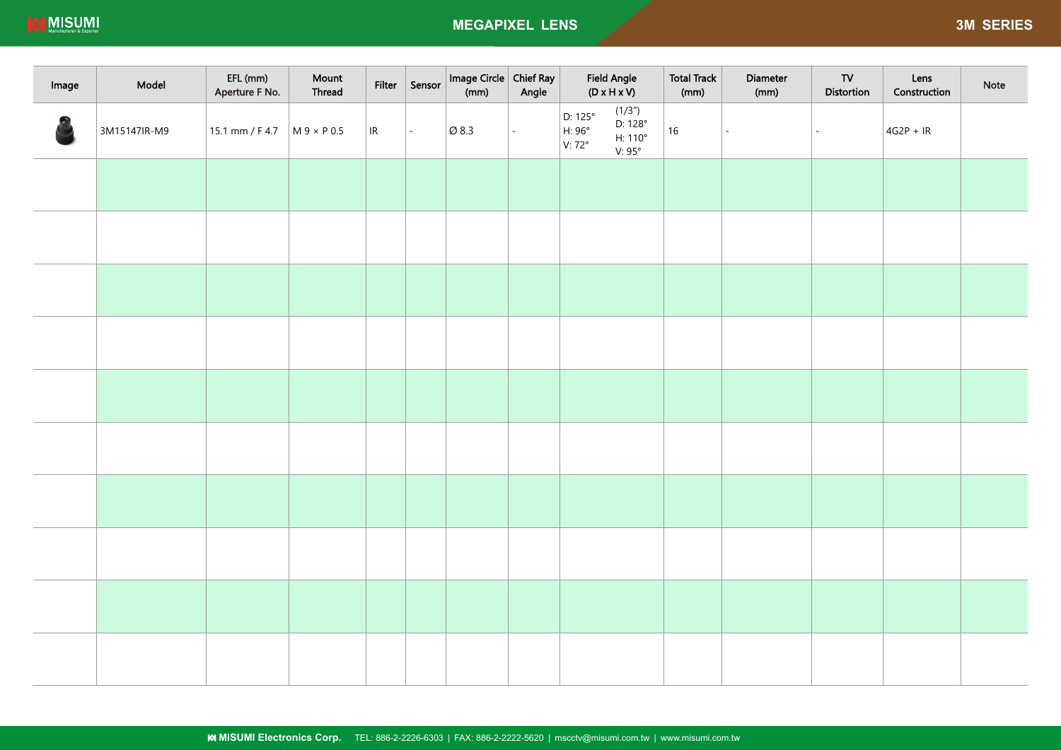# MEGAPIXEL LENS

## 3M SERIES

| Image | Model | EFL (mm) Aperture F No. | Mount Thread | Filter | Sensor | Image Circle (mm) | Chief Ray Angle | Field Angle (D x H x V) | Total Track (mm) | Diameter (mm) | TV Distortion | Lens Construction | Note |
|---|---|---|---|---|---|---|---|---|---|---|---|---|---|
| | 3M15147IR-M9 | 15.1 mm / F 4.7 | M 9 × P 0.5 | IR | - | Ø 8.3 | - | D: 125° H: 96° V: 72° (1/3") D: 128° H: 110° V: 95° | 16 | - | - | 4G2P + IR | |
| | | | | | | | | | | | | | |
| | | | | | | | | | | | | | |
| | | | | | | | | | | | | | |
| | | | | | | | | | | | | | |
| | | | | | | | | | | | | | |
| | | | | | | | | | | | | | |
| | | | | | | | | | | | | | |
| | | | | | | | | | | | | | |
| | | | | | | | | | | | | | |
| | | | | | | | | | | | | | |

MISUMI Electronics Corp. TEL: 886-2-2226-6303 | FAX: 886-2-2222-5620 | msc​ctv@misumi.com.tw | www.misumi.com.tw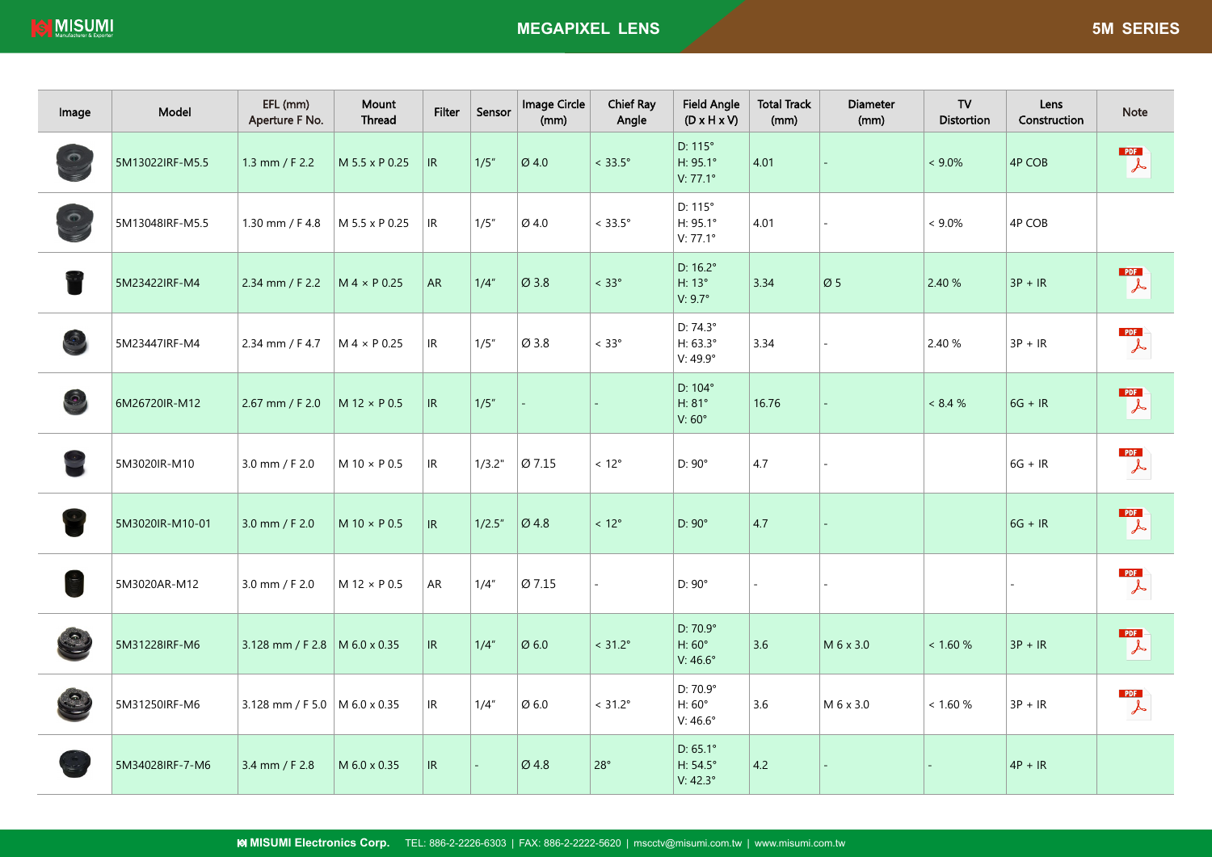# MEGAPIXEL LENS

## 5M SERIES

| Image | Model | EFL (mm) Aperture F No. | Mount Thread | Filter | Sensor | Image Circle (mm) | Chief Ray Angle | Field Angle (D x H x V) | Total Track (mm) | Diameter (mm) | TV Distortion | Lens Construction | Note |
|---|---|---|---|---|---|---|---|---|---|---|---|---|---|
| | 5M13022IRF-M5.5 | 1.3 mm / F 2.2 | M 5.5 x P 0.25 | IR | 1/5" | Ø 4.0 | < 33.5° | D: 115° H: 95.1° V: 77.1° | 4.01 | - | < 9.0% | 4P COB | PDF |
| | 5M13048IRF-M5.5 | 1.30 mm / F 4.8 | M 5.5 x P 0.25 | IR | 1/5" | Ø 4.0 | < 33.5° | D: 115° H: 95.1° V: 77.1° | 4.01 | - | < 9.0% | 4P COB | |
| | 5M23422IRF-M4 | 2.34 mm / F 2.2 | M 4 × P 0.25 | AR | 1/4" | Ø 3.8 | < 33° | D: 16.2° H: 13° V: 9.7° | 3.34 | Ø 5 | 2.40 % | 3P + IR | PDF |
| | 5M23447IRF-M4 | 2.34 mm / F 4.7 | M 4 × P 0.25 | IR | 1/5" | Ø 3.8 | < 33° | D: 74.3° H: 63.3° V: 49.9° | 3.34 | - | 2.40 % | 3P + IR | PDF |
| | 6M26720IR-M12 | 2.67 mm / F 2.0 | M 12 × P 0.5 | IR | 1/5" | - | - | D: 104° H: 81° V: 60° | 16.76 | - | < 8.4 % | 6G + IR | PDF |
| | 5M3020IR-M10 | 3.0 mm / F 2.0 | M 10 × P 0.5 | IR | 1/3.2" | Ø 7.15 | < 12° | D: 90° | 4.7 | - | | 6G + IR | PDF |
| | 5M3020IR-M10-01 | 3.0 mm / F 2.0 | M 10 × P 0.5 | IR | 1/2.5" | Ø 4.8 | < 12° | D: 90° | 4.7 | - | | 6G + IR | PDF |
| | 5M3020AR-M12 | 3.0 mm / F 2.0 | M 12 × P 0.5 | AR | 1/4" | Ø 7.15 | - | D: 90° | - | - | | - | PDF |
| | 5M31228IRF-M6 | 3.128 mm / F 2.8 | M 6.0 x 0.35 | IR | 1/4" | Ø 6.0 | < 31.2° | D: 70.9° H: 60° V: 46.6° | 3.6 | M 6 x 3.0 | < 1.60 % | 3P + IR | PDF |
| | 5M31250IRF-M6 | 3.128 mm / F 5.0 | M 6.0 x 0.35 | IR | 1/4" | Ø 6.0 | < 31.2° | D: 70.9° H: 60° V: 46.6° | 3.6 | M 6 x 3.0 | < 1.60 % | 3P + IR | PDF |
| | 5M34028IRF-7-M6 | 3.4 mm / F 2.8 | M 6.0 x 0.35 | IR | - | Ø 4.8 | 28° | D: 65.1° H: 54.5° V: 42.3° | 4.2 | - | - | 4P + IR | |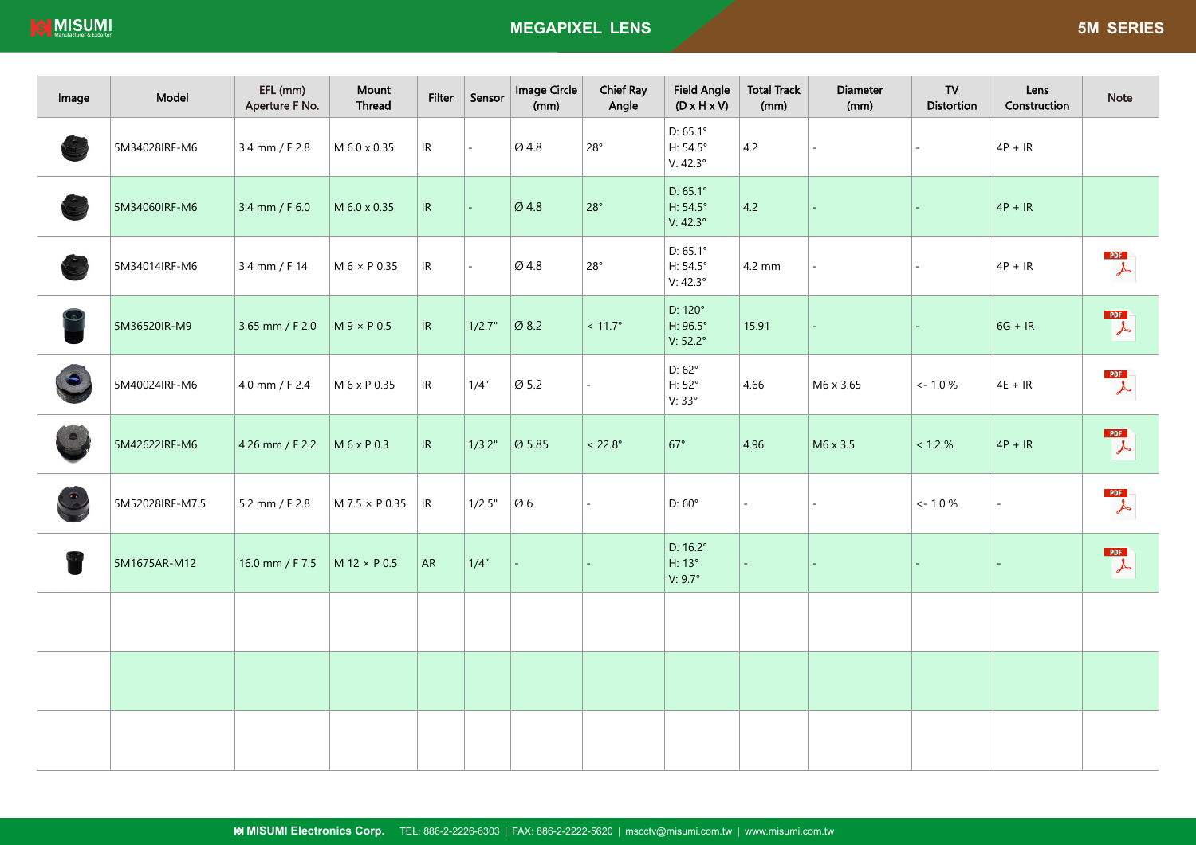# MEGAPIXEL LENS

## 5M SERIES

| Image | Model | EFL (mm) Aperture F No. | Mount Thread | Filter | Sensor | Image Circle (mm) | Chief Ray Angle | Field Angle (D x H x V) | Total Track (mm) | Diameter (mm) | TV Distortion | Lens Construction | Note |
|---|---|---|---|---|---|---|---|---|---|---|---|---|---|
| | 5M34028IRF-M6 | 3.4 mm / F 2.8 | M 6.0 x 0.35 | IR | - | Ø 4.8 | 28° | D: 65.1° H: 54.5° V: 42.3° | 4.2 | - | - | 4P + IR | |
| | 5M34060IRF-M6 | 3.4 mm / F 6.0 | M 6.0 x 0.35 | IR | - | Ø 4.8 | 28° | D: 65.1° H: 54.5° V: 42.3° | 4.2 | - | - | 4P + IR | |
| | 5M34014IRF-M6 | 3.4 mm / F 14 | M 6 × P 0.35 | IR | - | Ø 4.8 | 28° | D: 65.1° H: 54.5° V: 42.3° | 4.2 mm | - | - | 4P + IR | PDF |
| | 5M36520IR-M9 | 3.65 mm / F 2.0 | M 9 × P 0.5 | IR | 1/2.7" | Ø 8.2 | < 11.7° | D: 120° H: 96.5° V: 52.2° | 15.91 | - | - | 6G + IR | PDF |
| | 5M40024IRF-M6 | 4.0 mm / F 2.4 | M 6 x P 0.35 | IR | 1/4" | Ø 5.2 | - | D: 62° H: 52° V: 33° | 4.66 | M6 x 3.65 | <- 1.0 % | 4E + IR | PDF |
| | 5M42622IRF-M6 | 4.26 mm / F 2.2 | M 6 x P 0.3 | IR | 1/3.2" | Ø 5.85 | < 22.8° | 67° | 4.96 | M6 x 3.5 | < 1.2 % | 4P + IR | PDF |
| | 5M52028IRF-M7.5 | 5.2 mm / F 2.8 | M 7.5 × P 0.35 | IR | 1/2.5" | Ø 6 | - | D: 60° | - | - | <- 1.0 % | - | PDF |
| | 5M1675AR-M12 | 16.0 mm / F 7.5 | M 12 × P 0.5 | AR | 1/4" | - | - | D: 16.2° H: 13° V: 9.7° | - | - | - | - | PDF |
| | | | | | | | | | | | | | |
| | | | | | | | | | | | | | |
| | | | | | | | | | | | | | |

MISUMI Electronics Corp. TEL: 886-2-2226-6303 | FAX: 886-2-2222-5620 | mscctv@misumi.com.tw | www.misumi.com.tw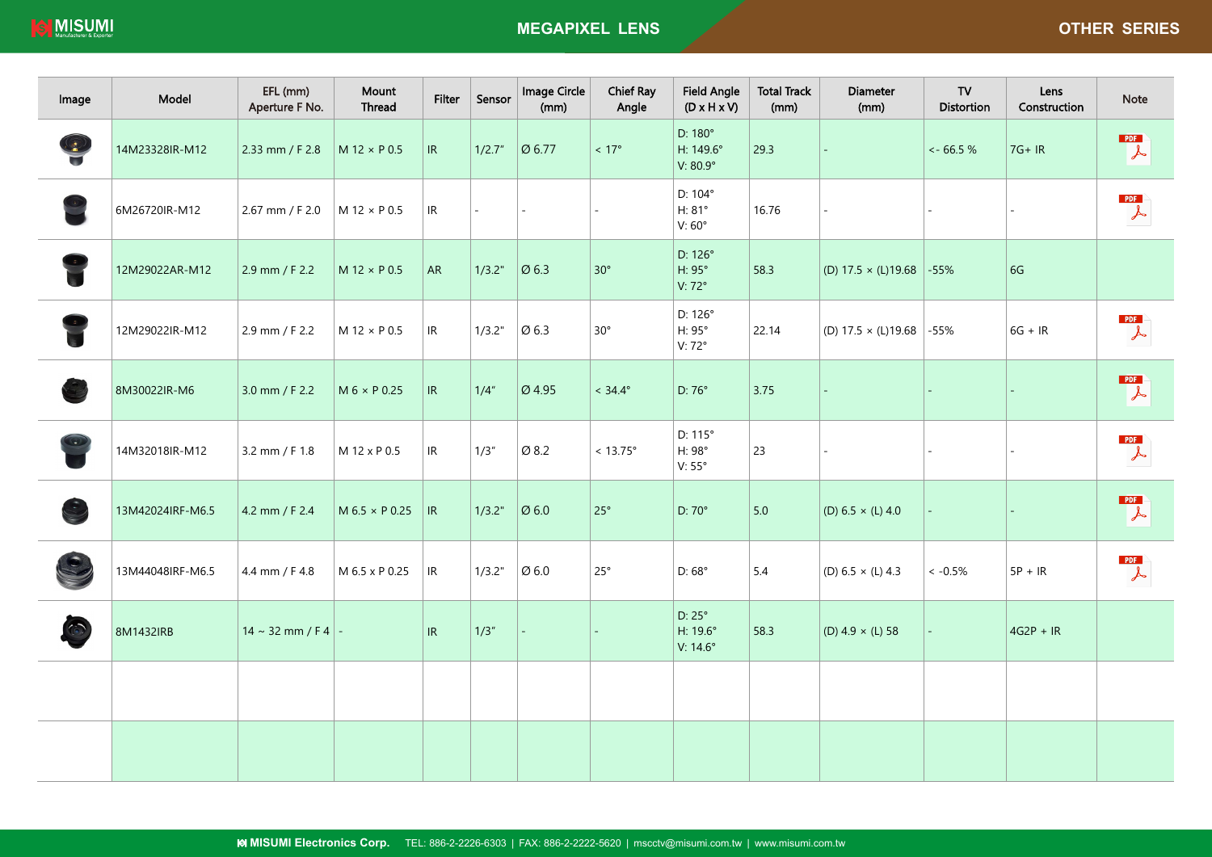# MEGAPIXEL LENS

## OTHER SERIES

| Image | Model | EFL (mm) Aperture F No. | Mount Thread | Filter | Sensor | Image Circle (mm) | Chief Ray Angle | Field Angle (D x H x V) | Total Track (mm) | Diameter (mm) | TV Distortion | Lens Construction | Note |
|---|---|---|---|---|---|---|---|---|---|---|---|---|---|
| | 14M23328IR-M12 | 2.33 mm / F 2.8 | M 12 × P 0.5 | IR | 1/2.7" | Ø 6.77 | < 17° | D: 180° H: 149.6° V: 80.9° | 29.3 | - | <- 66.5 % | 7G+ IR | PDF |
| | 6M26720IR-M12 | 2.67 mm / F 2.0 | M 12 × P 0.5 | IR | - | - | - | D: 104° H: 81° V: 60° | 16.76 | - | - | - | PDF |
| | 12M29022AR-M12 | 2.9 mm / F 2.2 | M 12 × P 0.5 | AR | 1/3.2" | Ø 6.3 | 30° | D: 126° H: 95° V: 72° | 58.3 | (D) 17.5 × (L)19.68 | -55% | 6G | |
| | 12M29022IR-M12 | 2.9 mm / F 2.2 | M 12 × P 0.5 | IR | 1/3.2" | Ø 6.3 | 30° | D: 126° H: 95° V: 72° | 22.14 | (D) 17.5 × (L)19.68 | -55% | 6G + IR | PDF |
| | 8M30022IR-M6 | 3.0 mm / F 2.2 | M 6 × P 0.25 | IR | 1/4" | Ø 4.95 | < 34.4° | D: 76° | 3.75 | - | - | - | PDF |
| | 14M32018IR-M12 | 3.2 mm / F 1.8 | M 12 x P 0.5 | IR | 1/3" | Ø 8.2 | < 13.75° | D: 115° H: 98° V: 55° | 23 | - | - | - | PDF |
| | 13M42024IRF-M6.5 | 4.2 mm / F 2.4 | M 6.5 × P 0.25 | IR | 1/3.2" | Ø 6.0 | 25° | D: 70° | 5.0 | (D) 6.5 × (L) 4.0 | - | - | PDF |
| | 13M44048IRF-M6.5 | 4.4 mm / F 4.8 | M 6.5 x P 0.25 | IR | 1/3.2" | Ø 6.0 | 25° | D: 68° | 5.4 | (D) 6.5 × (L) 4.3 | < -0.5% | 5P + IR | PDF |
| | 8M1432IRB | 14 ~ 32 mm / F 4 | - | IR | 1/3" | - | - | D: 25° H: 19.6° V: 14.6° | 58.3 | (D) 4.9 × (L) 58 | - | 4G2P + IR | |
| | | | | | | | | | | | | | |
| | | | | | | | | | | | | | |

MISUMI Electronics Corp. TEL: 886-2-2226-6303 | FAX: 886-2-2222-5620 | mscctv@misumi.com.tw | www.misumi.com.tw